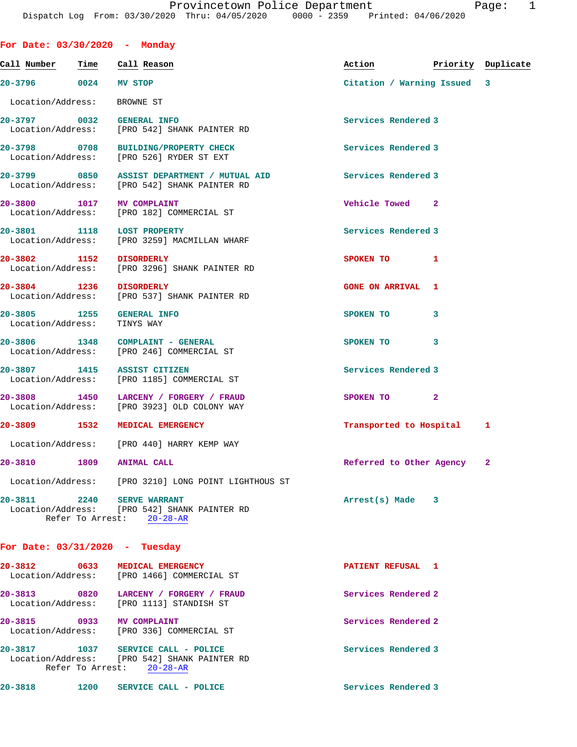Provincetown Police Department
Dispatch Log From: 03/30/2020 Thru: 04/05/2020 0000 - 2359 Printed: 04/06/2020

## For Date: 03/30/2020 - Monday

| Call Number | Time | Call Reason | Action | Priority | Duplicate |
|---|---|---|---|---|---|
| 20-3796 | 0024 | MV STOP | Citation / Warning Issued | 3 | |
| | | Location/Address: BROWNE ST | | | |
| 20-3797 | 0032 | GENERAL INFO | Services Rendered | 3 | |
| | | Location/Address: [PRO 542] SHANK PAINTER RD | | | |
| 20-3798 | 0708 | BUILDING/PROPERTY CHECK | Services Rendered | 3 | |
| | | Location/Address: [PRO 526] RYDER ST EXT | | | |
| 20-3799 | 0850 | ASSIST DEPARTMENT / MUTUAL AID | Services Rendered | 3 | |
| | | Location/Address: [PRO 542] SHANK PAINTER RD | | | |
| 20-3800 | 1017 | MV COMPLAINT | Vehicle Towed | 2 | |
| | | Location/Address: [PRO 182] COMMERCIAL ST | | | |
| 20-3801 | 1118 | LOST PROPERTY | Services Rendered | 3 | |
| | | Location/Address: [PRO 3259] MACMILLAN WHARF | | | |
| 20-3802 | 1152 | DISORDERLY | SPOKEN TO | 1 | |
| | | Location/Address: [PRO 3296] SHANK PAINTER RD | | | |
| 20-3804 | 1236 | DISORDERLY | GONE ON ARRIVAL | 1 | |
| | | Location/Address: [PRO 537] SHANK PAINTER RD | | | |
| 20-3805 | 1255 | GENERAL INFO | SPOKEN TO | 3 | |
| | | Location/Address: TINYS WAY | | | |
| 20-3806 | 1348 | COMPLAINT - GENERAL | SPOKEN TO | 3 | |
| | | Location/Address: [PRO 246] COMMERCIAL ST | | | |
| 20-3807 | 1415 | ASSIST CITIZEN | Services Rendered | 3 | |
| | | Location/Address: [PRO 1185] COMMERCIAL ST | | | |
| 20-3808 | 1450 | LARCENY / FORGERY / FRAUD | SPOKEN TO | 2 | |
| | | Location/Address: [PRO 3923] OLD COLONY WAY | | | |
| 20-3809 | 1532 | MEDICAL EMERGENCY | Transported to Hospital | 1 | |
| | | Location/Address: [PRO 440] HARRY KEMP WAY | | | |
| 20-3810 | 1809 | ANIMAL CALL | Referred to Other Agency | 2 | |
| | | Location/Address: [PRO 3210] LONG POINT LIGHTHOUS ST | | | |
| 20-3811 | 2240 | SERVE WARRANT | Arrest(s) Made | 3 | |
| | | Location/Address: [PRO 542] SHANK PAINTER RD | | | |
| | | Refer To Arrest: 20-28-AR | | | |

## For Date: 03/31/2020 - Tuesday

| Call Number | Time | Call Reason | Action | Priority | Duplicate |
|---|---|---|---|---|---|
| 20-3812 | 0633 | MEDICAL EMERGENCY | PATIENT REFUSAL | 1 | |
| | | Location/Address: [PRO 1466] COMMERCIAL ST | | | |
| 20-3813 | 0820 | LARCENY / FORGERY / FRAUD | Services Rendered | 2 | |
| | | Location/Address: [PRO 1113] STANDISH ST | | | |
| 20-3815 | 0933 | MV COMPLAINT | Services Rendered | 2 | |
| | | Location/Address: [PRO 336] COMMERCIAL ST | | | |
| 20-3817 | 1037 | SERVICE CALL - POLICE | Services Rendered | 3 | |
| | | Location/Address: [PRO 542] SHANK PAINTER RD | | | |
| | | Refer To Arrest: 20-28-AR | | | |
| 20-3818 | 1200 | SERVICE CALL - POLICE | Services Rendered | 3 | |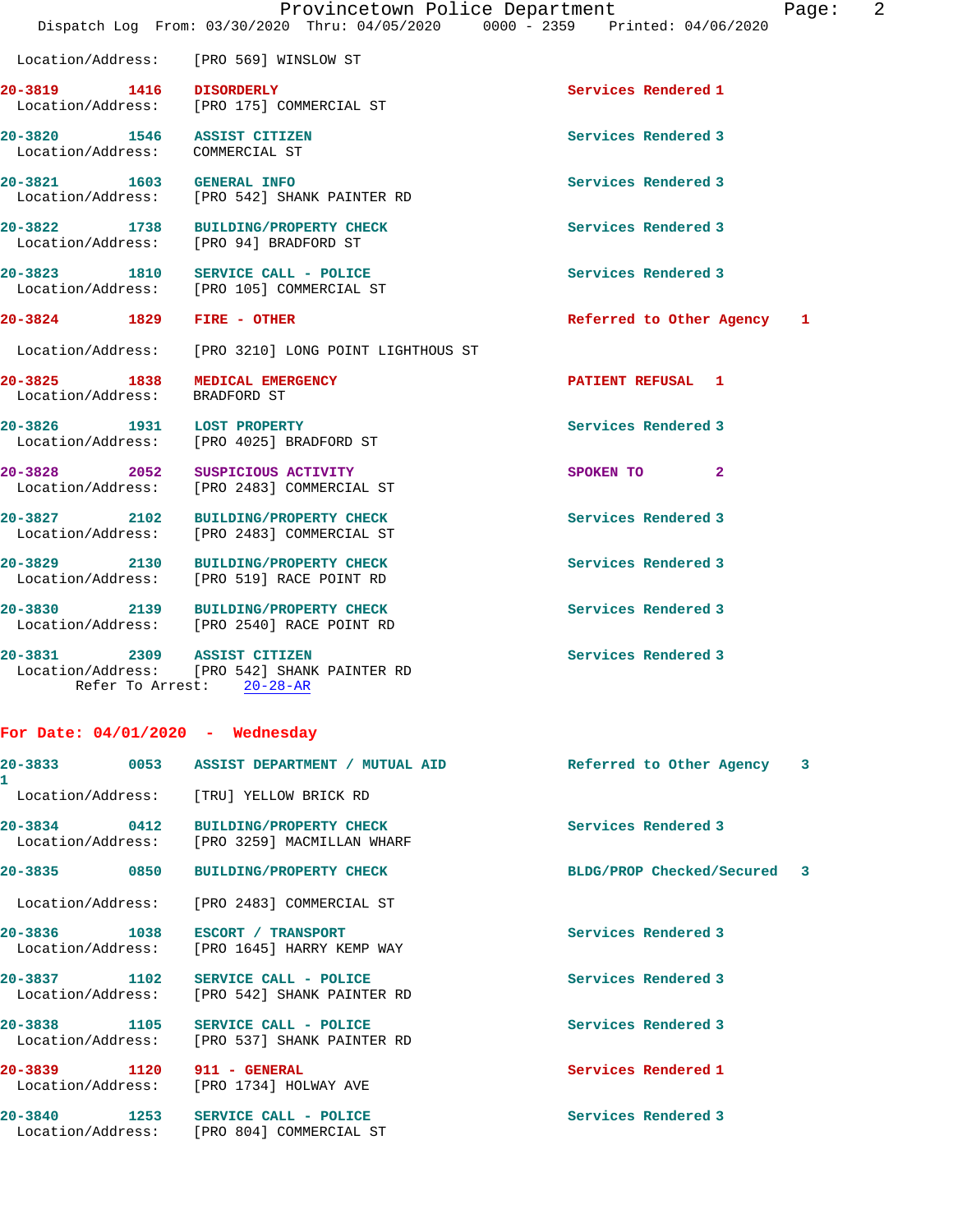Location/Address: [PRO 569] WINSLOW ST

**20-3819** 1416 **DISORDERLY** Services Rendered 1
Location/Address: [PRO 175] COMMERCIAL ST

**20-3820** 1546 **ASSIST CITIZEN** Services Rendered 3
Location/Address: COMMERCIAL ST

**20-3821** 1603 **GENERAL INFO** Services Rendered 3
Location/Address: [PRO 542] SHANK PAINTER RD

**20-3822** 1738 **BUILDING/PROPERTY CHECK** Services Rendered 3
Location/Address: [PRO 94] BRADFORD ST

**20-3823** 1810 **SERVICE CALL - POLICE** Services Rendered 3
Location/Address: [PRO 105] COMMERCIAL ST

**20-3824** 1829 **FIRE - OTHER** Referred to Other Agency 1
Location/Address: [PRO 3210] LONG POINT LIGHTHOUS ST

**20-3825** 1838 **MEDICAL EMERGENCY** PATIENT REFUSAL 1
Location/Address: BRADFORD ST

**20-3826** 1931 **LOST PROPERTY** Services Rendered 3
Location/Address: [PRO 4025] BRADFORD ST

**20-3828** 2052 **SUSPICIOUS ACTIVITY** SPOKEN TO 2
Location/Address: [PRO 2483] COMMERCIAL ST

**20-3827** 2102 **BUILDING/PROPERTY CHECK** Services Rendered 3
Location/Address: [PRO 2483] COMMERCIAL ST

**20-3829** 2130 **BUILDING/PROPERTY CHECK** Services Rendered 3
Location/Address: [PRO 519] RACE POINT RD

**20-3830** 2139 **BUILDING/PROPERTY CHECK** Services Rendered 3
Location/Address: [PRO 2540] RACE POINT RD

**20-3831** 2309 **ASSIST CITIZEN** Services Rendered 3
Location/Address: [PRO 542] SHANK PAINTER RD
Refer To Arrest: 20-28-AR

## For Date: 04/01/2020 - Wednesday

**20-3833** 0053 **ASSIST DEPARTMENT / MUTUAL AID** Referred to Other Agency 3
1
Location/Address: [TRU] YELLOW BRICK RD

**20-3834** 0412 **BUILDING/PROPERTY CHECK** Services Rendered 3
Location/Address: [PRO 3259] MACMILLAN WHARF

**20-3835** 0850 **BUILDING/PROPERTY CHECK** BLDG/PROP Checked/Secured 3
Location/Address: [PRO 2483] COMMERCIAL ST

**20-3836** 1038 **ESCORT / TRANSPORT** Services Rendered 3
Location/Address: [PRO 1645] HARRY KEMP WAY

**20-3837** 1102 **SERVICE CALL - POLICE** Services Rendered 3
Location/Address: [PRO 542] SHANK PAINTER RD

**20-3838** 1105 **SERVICE CALL - POLICE** Services Rendered 3
Location/Address: [PRO 537] SHANK PAINTER RD

**20-3839** 1120 **911 - GENERAL** Services Rendered 1
Location/Address: [PRO 1734] HOLWAY AVE

**20-3840** 1253 **SERVICE CALL - POLICE** Services Rendered 3
Location/Address: [PRO 804] COMMERCIAL ST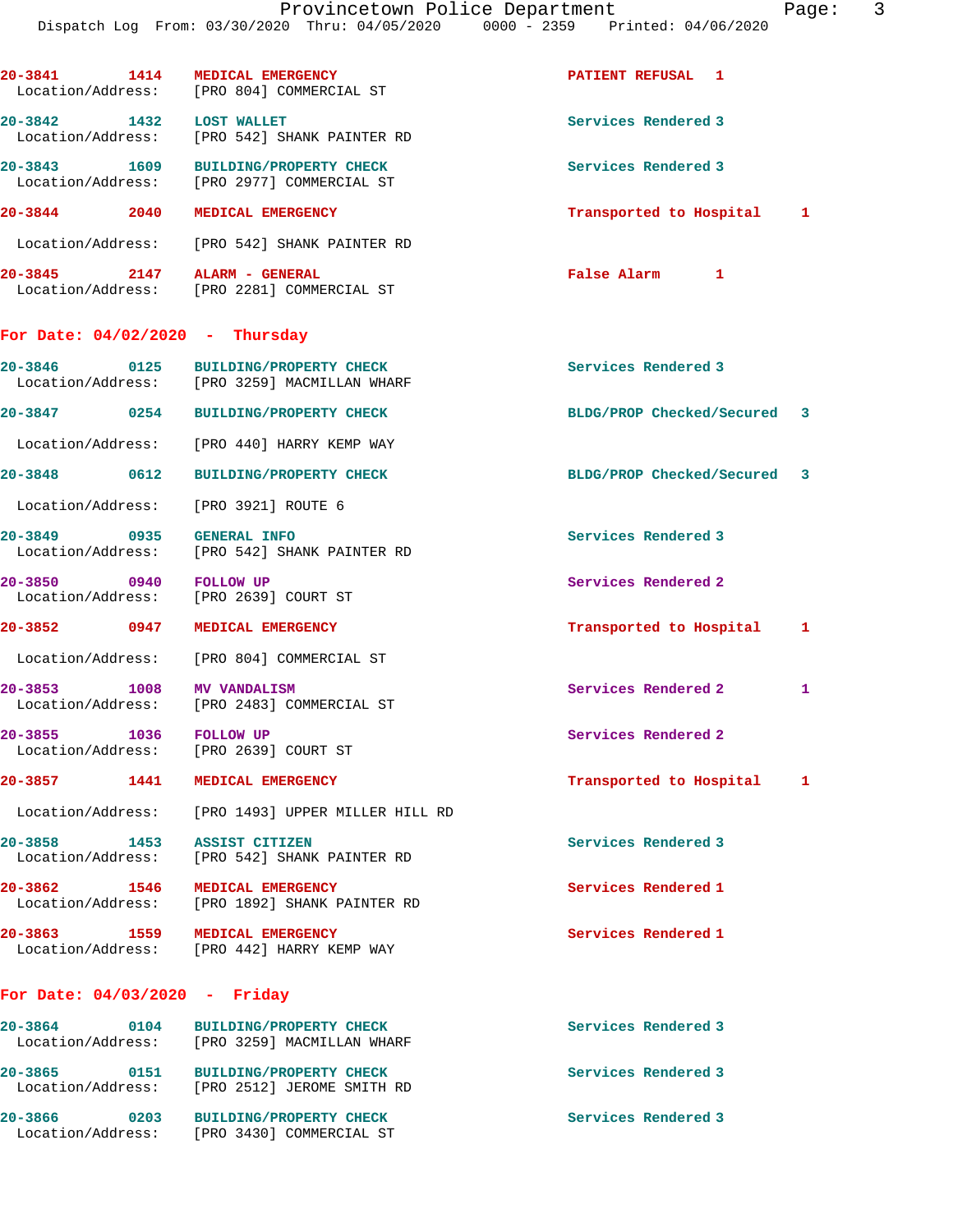20-3841 1414 MEDICAL EMERGENCY PATIENT REFUSAL 1
Location/Address: [PRO 804] COMMERCIAL ST

20-3842 1432 LOST WALLET Services Rendered 3
Location/Address: [PRO 542] SHANK PAINTER RD

20-3843 1609 BUILDING/PROPERTY CHECK Services Rendered 3
Location/Address: [PRO 2977] COMMERCIAL ST

20-3844 2040 MEDICAL EMERGENCY Transported to Hospital 1
Location/Address: [PRO 542] SHANK PAINTER RD

20-3845 2147 ALARM - GENERAL False Alarm 1
Location/Address: [PRO 2281] COMMERCIAL ST

## For Date: 04/02/2020 - Thursday

20-3846 0125 BUILDING/PROPERTY CHECK Services Rendered 3
Location/Address: [PRO 3259] MACMILLAN WHARF

20-3847 0254 BUILDING/PROPERTY CHECK BLDG/PROP Checked/Secured 3
Location/Address: [PRO 440] HARRY KEMP WAY

20-3848 0612 BUILDING/PROPERTY CHECK BLDG/PROP Checked/Secured 3
Location/Address: [PRO 3921] ROUTE 6

20-3849 0935 GENERAL INFO Services Rendered 3
Location/Address: [PRO 542] SHANK PAINTER RD

20-3850 0940 FOLLOW UP Services Rendered 2
Location/Address: [PRO 2639] COURT ST

20-3852 0947 MEDICAL EMERGENCY Transported to Hospital 1
Location/Address: [PRO 804] COMMERCIAL ST

20-3853 1008 MV VANDALISM Services Rendered 2 1
Location/Address: [PRO 2483] COMMERCIAL ST

20-3855 1036 FOLLOW UP Services Rendered 2
Location/Address: [PRO 2639] COURT ST

20-3857 1441 MEDICAL EMERGENCY Transported to Hospital 1
Location/Address: [PRO 1493] UPPER MILLER HILL RD

20-3858 1453 ASSIST CITIZEN Services Rendered 3
Location/Address: [PRO 542] SHANK PAINTER RD

20-3862 1546 MEDICAL EMERGENCY Services Rendered 1
Location/Address: [PRO 1892] SHANK PAINTER RD

20-3863 1559 MEDICAL EMERGENCY Services Rendered 1
Location/Address: [PRO 442] HARRY KEMP WAY

## For Date: 04/03/2020 - Friday

20-3864 0104 BUILDING/PROPERTY CHECK Services Rendered 3
Location/Address: [PRO 3259] MACMILLAN WHARF

20-3865 0151 BUILDING/PROPERTY CHECK Services Rendered 3
Location/Address: [PRO 2512] JEROME SMITH RD

20-3866 0203 BUILDING/PROPERTY CHECK Services Rendered 3
Location/Address: [PRO 3430] COMMERCIAL ST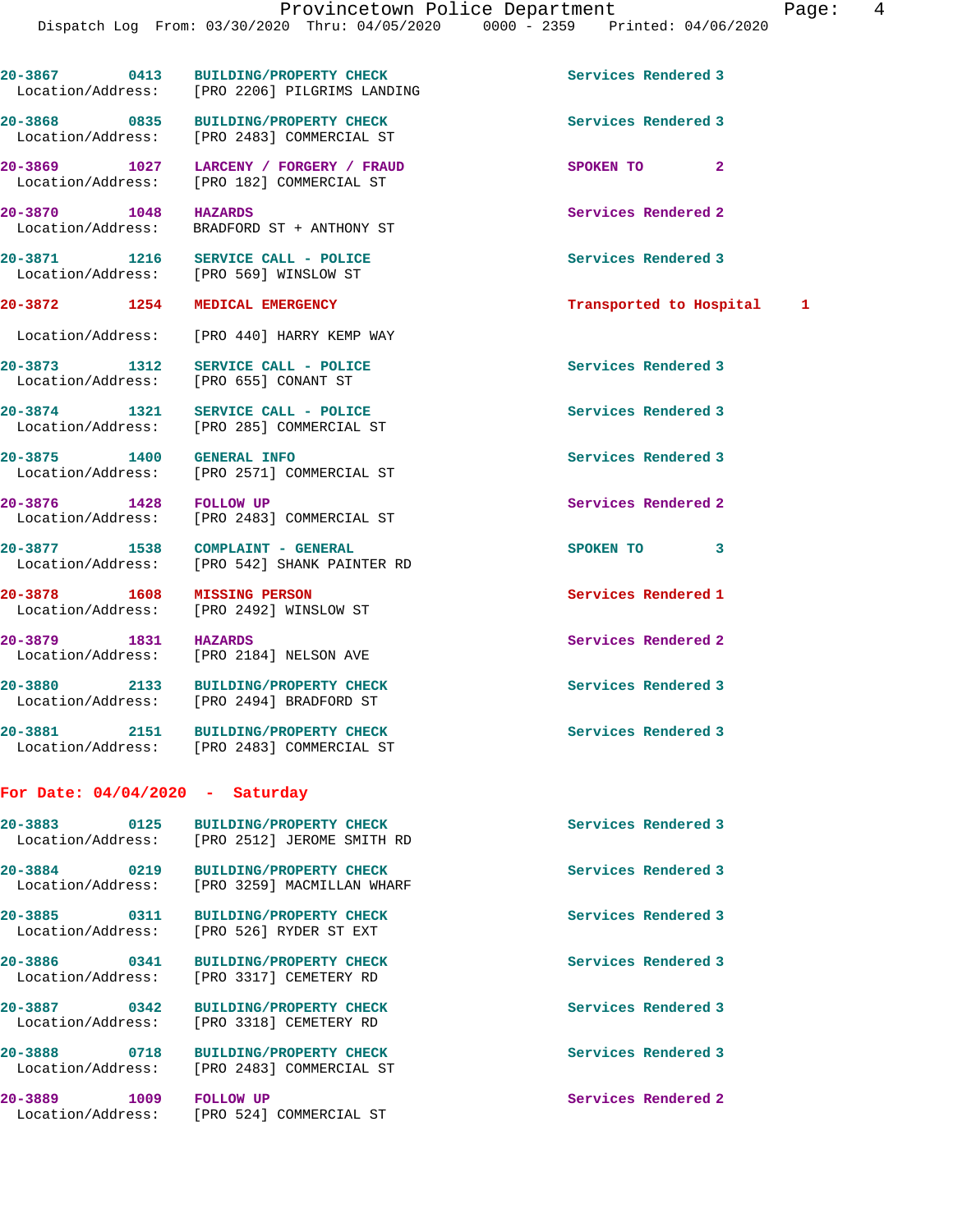20-3867 0413 **BUILDING/PROPERTY CHECK** Services Rendered 3
Location/Address: [PRO 2206] PILGRIMS LANDING

20-3868 0835 **BUILDING/PROPERTY CHECK** Services Rendered 3
Location/Address: [PRO 2483] COMMERCIAL ST

20-3869 1027 **LARCENY / FORGERY / FRAUD** SPOKEN TO 2
Location/Address: [PRO 182] COMMERCIAL ST

20-3870 1048 **HAZARDS** Services Rendered 2
Location/Address: BRADFORD ST + ANTHONY ST

20-3871 1216 **SERVICE CALL - POLICE** Services Rendered 3
Location/Address: [PRO 569] WINSLOW ST

20-3872 1254 **MEDICAL EMERGENCY** Transported to Hospital 1
Location/Address: [PRO 440] HARRY KEMP WAY

20-3873 1312 **SERVICE CALL - POLICE** Services Rendered 3
Location/Address: [PRO 655] CONANT ST

20-3874 1321 **SERVICE CALL - POLICE** Services Rendered 3
Location/Address: [PRO 285] COMMERCIAL ST

20-3875 1400 **GENERAL INFO** Services Rendered 3
Location/Address: [PRO 2571] COMMERCIAL ST

20-3876 1428 **FOLLOW UP** Services Rendered 2
Location/Address: [PRO 2483] COMMERCIAL ST

20-3877 1538 **COMPLAINT - GENERAL** SPOKEN TO 3
Location/Address: [PRO 542] SHANK PAINTER RD

20-3878 1608 **MISSING PERSON** Services Rendered 1
Location/Address: [PRO 2492] WINSLOW ST

20-3879 1831 **HAZARDS** Services Rendered 2
Location/Address: [PRO 2184] NELSON AVE

20-3880 2133 **BUILDING/PROPERTY CHECK** Services Rendered 3
Location/Address: [PRO 2494] BRADFORD ST

20-3881 2151 **BUILDING/PROPERTY CHECK** Services Rendered 3
Location/Address: [PRO 2483] COMMERCIAL ST

## For Date: 04/04/2020 - Saturday

20-3883 0125 **BUILDING/PROPERTY CHECK** Services Rendered 3
Location/Address: [PRO 2512] JEROME SMITH RD

20-3884 0219 **BUILDING/PROPERTY CHECK** Services Rendered 3
Location/Address: [PRO 3259] MACMILLAN WHARF

20-3885 0311 **BUILDING/PROPERTY CHECK** Services Rendered 3
Location/Address: [PRO 526] RYDER ST EXT

20-3886 0341 **BUILDING/PROPERTY CHECK** Services Rendered 3
Location/Address: [PRO 3317] CEMETERY RD

20-3887 0342 **BUILDING/PROPERTY CHECK** Services Rendered 3
Location/Address: [PRO 3318] CEMETERY RD

20-3888 0718 **BUILDING/PROPERTY CHECK** Services Rendered 3
Location/Address: [PRO 2483] COMMERCIAL ST

20-3889 1009 **FOLLOW UP** Services Rendered 2
Location/Address: [PRO 524] COMMERCIAL ST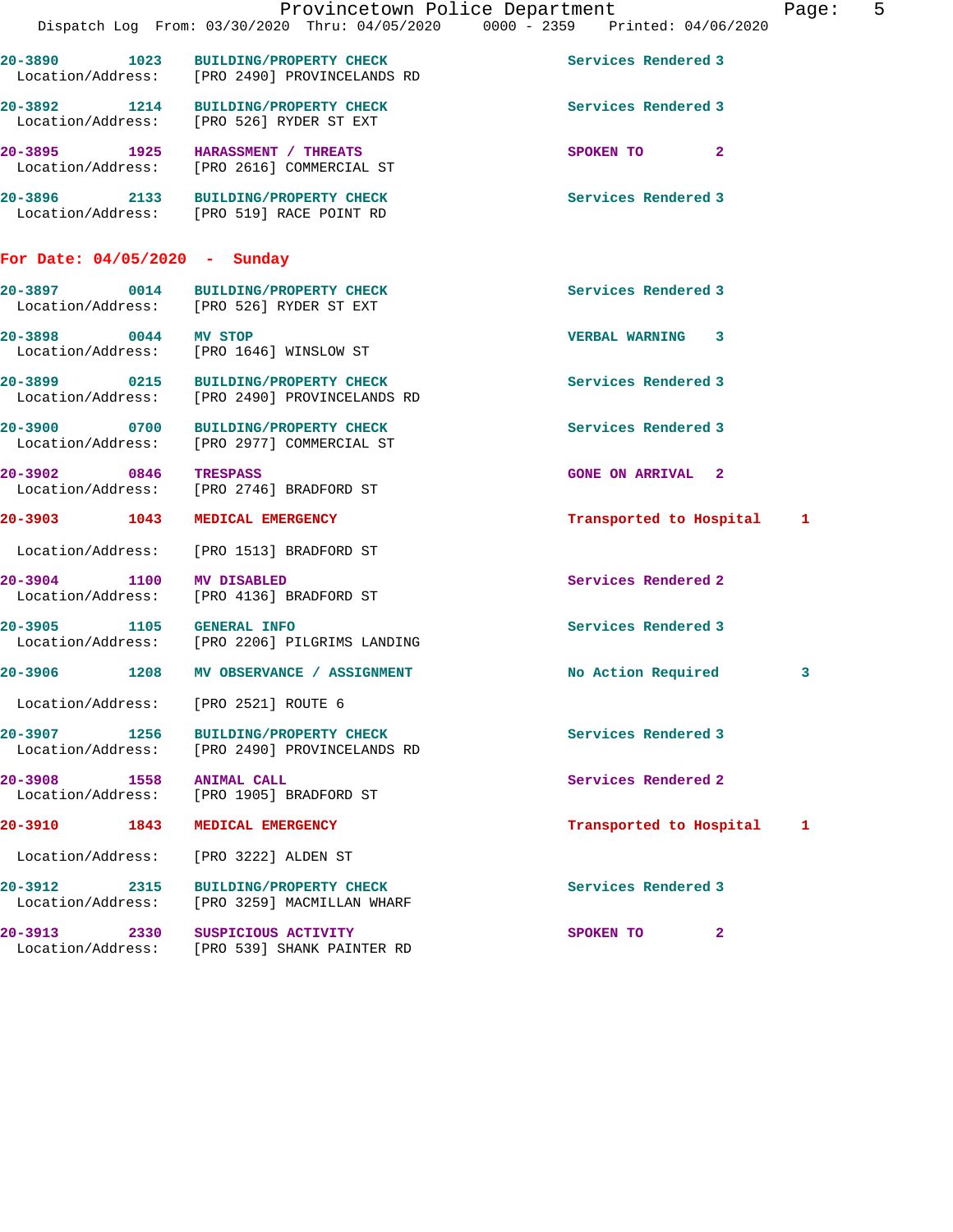20-3890 1023 BUILDING/PROPERTY CHECK Services Rendered 3
Location/Address: [PRO 2490] PROVINCELANDS RD

20-3892 1214 BUILDING/PROPERTY CHECK Services Rendered 3
Location/Address: [PRO 526] RYDER ST EXT

20-3895 1925 HARASSMENT / THREATS SPOKEN TO 2
Location/Address: [PRO 2616] COMMERCIAL ST

20-3896 2133 BUILDING/PROPERTY CHECK Services Rendered 3
Location/Address: [PRO 519] RACE POINT RD

## For Date: 04/05/2020 - Sunday

20-3897 0014 BUILDING/PROPERTY CHECK Services Rendered 3
Location/Address: [PRO 526] RYDER ST EXT

20-3898 0044 MV STOP VERBAL WARNING 3
Location/Address: [PRO 1646] WINSLOW ST

20-3899 0215 BUILDING/PROPERTY CHECK Services Rendered 3
Location/Address: [PRO 2490] PROVINCELANDS RD

20-3900 0700 BUILDING/PROPERTY CHECK Services Rendered 3
Location/Address: [PRO 2977] COMMERCIAL ST

20-3902 0846 TRESPASS GONE ON ARRIVAL 2
Location/Address: [PRO 2746] BRADFORD ST

20-3903 1043 MEDICAL EMERGENCY Transported to Hospital 1
Location/Address: [PRO 1513] BRADFORD ST

20-3904 1100 MV DISABLED Services Rendered 2
Location/Address: [PRO 4136] BRADFORD ST

20-3905 1105 GENERAL INFO Services Rendered 3
Location/Address: [PRO 2206] PILGRIMS LANDING

20-3906 1208 MV OBSERVANCE / ASSIGNMENT No Action Required 3
Location/Address: [PRO 2521] ROUTE 6

20-3907 1256 BUILDING/PROPERTY CHECK Services Rendered 3
Location/Address: [PRO 2490] PROVINCELANDS RD

20-3908 1558 ANIMAL CALL Services Rendered 2
Location/Address: [PRO 1905] BRADFORD ST

20-3910 1843 MEDICAL EMERGENCY Transported to Hospital 1
Location/Address: [PRO 3222] ALDEN ST

20-3912 2315 BUILDING/PROPERTY CHECK Services Rendered 3
Location/Address: [PRO 3259] MACMILLAN WHARF

20-3913 2330 SUSPICIOUS ACTIVITY SPOKEN TO 2
Location/Address: [PRO 539] SHANK PAINTER RD